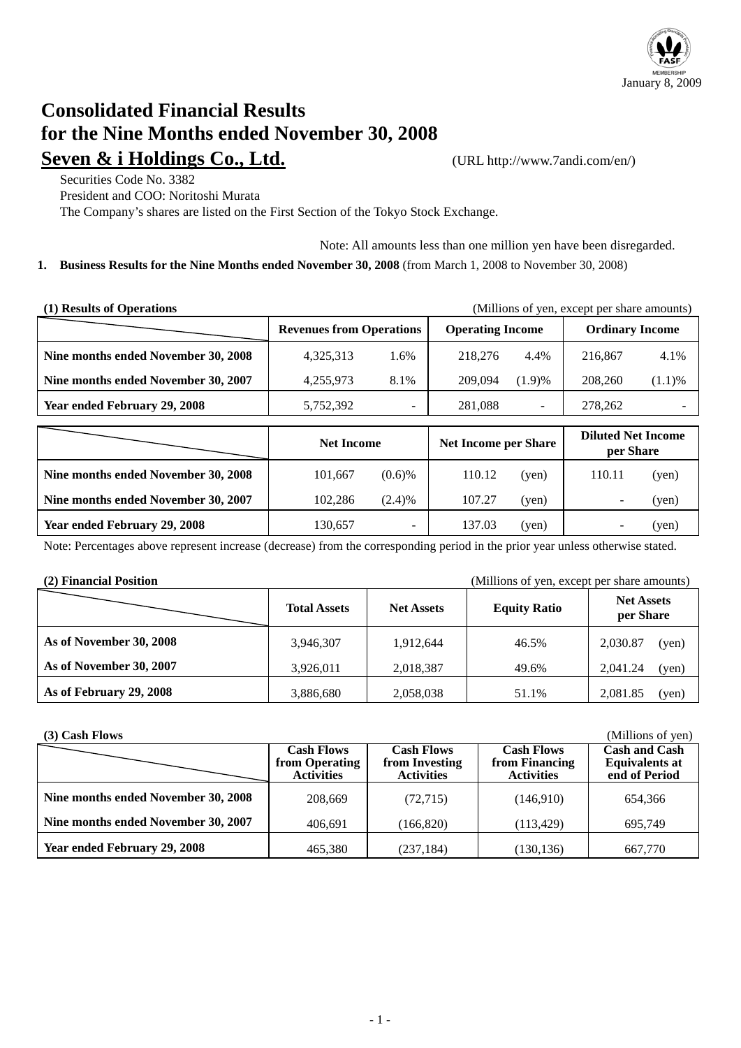January 8, 2009

# Consolidated Financial Results for the Nine Months ended November 30, 2008

## Seven & i Holdings Co., Ltd.

(URL http://www.7andi.com/en/)

Securities Code No. 3382
President and COO: Noritoshi Murata
The Company's shares are listed on the First Section of the Tokyo Stock Exchange.

Note: All amounts less than one million yen have been disregarded.

**1. Business Results for the Nine Months ended November 30, 2008** (from March 1, 2008 to November 30, 2008)

**(1) Results of Operations** (Millions of yen, except per share amounts)

| | Revenues from Operations | | Operating Income | | Ordinary Income | |
|---|---|---|---|---|---|---|
| **Nine months ended November 30, 2008** | 4,325,313 | 1.6% | 218,276 | 4.4% | 216,867 | 4.1% |
| **Nine months ended November 30, 2007** | 4,255,973 | 8.1% | 209,094 | (1.9)% | 208,260 | (1.1)% |
| **Year ended February 29, 2008** | 5,752,392 | - | 281,088 | - | 278,262 | - |

| | Net Income | | Net Income per Share | | Diluted Net Income per Share | |
|---|---|---|---|---|---|---|
| **Nine months ended November 30, 2008** | 101,667 | (0.6)% | 110.12 | (yen) | 110.11 | (yen) |
| **Nine months ended November 30, 2007** | 102,286 | (2.4)% | 107.27 | (yen) | - | (yen) |
| **Year ended February 29, 2008** | 130,657 | - | 137.03 | (yen) | - | (yen) |

Note: Percentages above represent increase (decrease) from the corresponding period in the prior year unless otherwise stated.

**(2) Financial Position** (Millions of yen, except per share amounts)

| | Total Assets | Net Assets | Equity Ratio | Net Assets per Share |
|---|---|---|---|---|
| **As of November 30, 2008** | 3,946,307 | 1,912,644 | 46.5% | 2,030.87 (yen) |
| **As of November 30, 2007** | 3,926,011 | 2,018,387 | 49.6% | 2,041.24 (yen) |
| **As of February 29, 2008** | 3,886,680 | 2,058,038 | 51.1% | 2,081.85 (yen) |

**(3) Cash Flows** (Millions of yen)

| | Cash Flows from Operating Activities | Cash Flows from Investing Activities | Cash Flows from Financing Activities | Cash and Cash Equivalents at end of Period |
|---|---|---|---|---|
| **Nine months ended November 30, 2008** | 208,669 | (72,715) | (146,910) | 654,366 |
| **Nine months ended November 30, 2007** | 406,691 | (166,820) | (113,429) | 695,749 |
| **Year ended February 29, 2008** | 465,380 | (237,184) | (130,136) | 667,770 |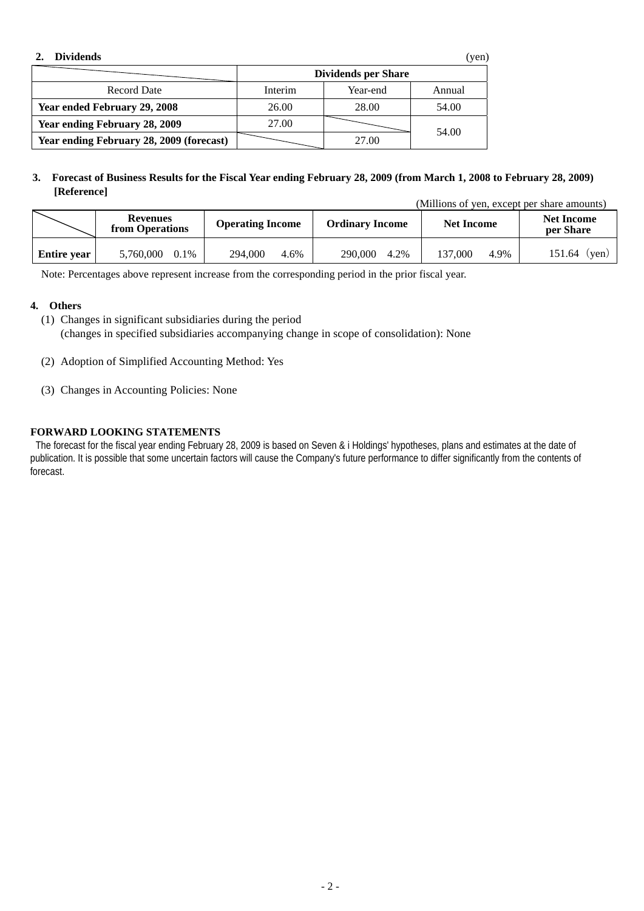## 2. Dividends

(yen)

| | Dividends per Share | | |
|---|---|---|---|
| Record Date | Interim | Year-end | Annual |
| **Year ended February 29, 2008** | 26.00 | 28.00 | 54.00 |
| **Year ending February 28, 2009** | 27.00 | | 54.00 |
| **Year ending February 28, 2009 (forecast)** | | 27.00 | |

## 3. Forecast of Business Results for the Fiscal Year ending February 28, 2009 (from March 1, 2008 to February 28, 2009) [Reference]

(Millions of yen, except per share amounts)

| | Revenues from Operations | | Operating Income | | Ordinary Income | | Net Income | | Net Income per Share |
|---|---|---|---|---|---|---|---|---|---|
| **Entire year** | 5,760,000 | 0.1% | 294,000 | 4.6% | 290,000 | 4.2% | 137,000 | 4.9% | 151.64 (yen) |

Note: Percentages above represent increase from the corresponding period in the prior fiscal year.

## 4. Others

(1) Changes in significant subsidiaries during the period
(changes in specified subsidiaries accompanying change in scope of consolidation): None

(2) Adoption of Simplified Accounting Method: Yes

(3) Changes in Accounting Policies: None

**FORWARD LOOKING STATEMENTS**

The forecast for the fiscal year ending February 28, 2009 is based on Seven & i Holdings' hypotheses, plans and estimates at the date of publication. It is possible that some uncertain factors will cause the Company's future performance to differ significantly from the contents of forecast.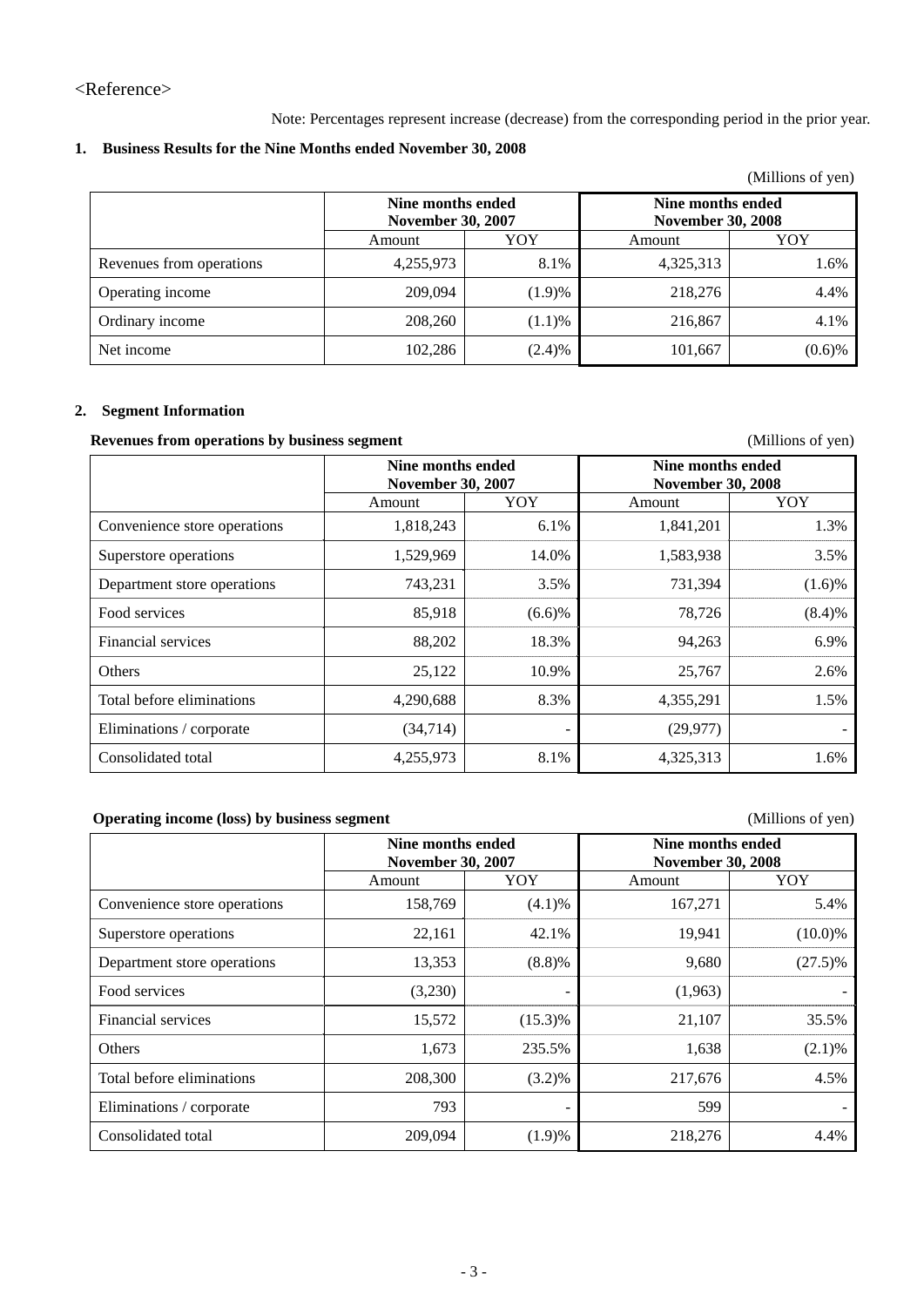<Reference>

Note: Percentages represent increase (decrease) from the corresponding period in the prior year.

## 1. Business Results for the Nine Months ended November 30, 2008

(Millions of yen)

| | Nine months ended November 30, 2007 | | Nine months ended November 30, 2008 | |
|---|---|---|---|---|
| | Amount | YOY | Amount | YOY |
| Revenues from operations | 4,255,973 | 8.1% | 4,325,313 | 1.6% |
| Operating income | 209,094 | (1.9)% | 218,276 | 4.4% |
| Ordinary income | 208,260 | (1.1)% | 216,867 | 4.1% |
| Net income | 102,286 | (2.4)% | 101,667 | (0.6)% |

## 2. Segment Information

**Revenues from operations by business segment**

(Millions of yen)

| | Nine months ended November 30, 2007 | | Nine months ended November 30, 2008 | |
|---|---|---|---|---|
| | Amount | YOY | Amount | YOY |
| Convenience store operations | 1,818,243 | 6.1% | 1,841,201 | 1.3% |
| Superstore operations | 1,529,969 | 14.0% | 1,583,938 | 3.5% |
| Department store operations | 743,231 | 3.5% | 731,394 | (1.6)% |
| Food services | 85,918 | (6.6)% | 78,726 | (8.4)% |
| Financial services | 88,202 | 18.3% | 94,263 | 6.9% |
| Others | 25,122 | 10.9% | 25,767 | 2.6% |
| Total before eliminations | 4,290,688 | 8.3% | 4,355,291 | 1.5% |
| Eliminations / corporate | (34,714) | - | (29,977) | - |
| Consolidated total | 4,255,973 | 8.1% | 4,325,313 | 1.6% |

**Operating income (loss) by business segment**

(Millions of yen)

| | Nine months ended November 30, 2007 | | Nine months ended November 30, 2008 | |
|---|---|---|---|---|
| | Amount | YOY | Amount | YOY |
| Convenience store operations | 158,769 | (4.1)% | 167,271 | 5.4% |
| Superstore operations | 22,161 | 42.1% | 19,941 | (10.0)% |
| Department store operations | 13,353 | (8.8)% | 9,680 | (27.5)% |
| Food services | (3,230) | - | (1,963) | - |
| Financial services | 15,572 | (15.3)% | 21,107 | 35.5% |
| Others | 1,673 | 235.5% | 1,638 | (2.1)% |
| Total before eliminations | 208,300 | (3.2)% | 217,676 | 4.5% |
| Eliminations / corporate | 793 | - | 599 | - |
| Consolidated total | 209,094 | (1.9)% | 218,276 | 4.4% |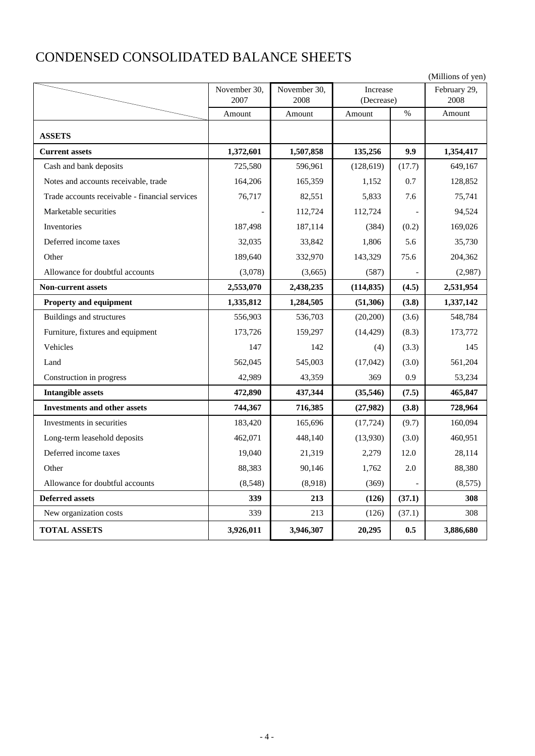# CONDENSED CONSOLIDATED BALANCE SHEETS

(Millions of yen)

| | November 30, 2007 | November 30, 2008 | Increase (Decrease) | | February 29, 2008 |
|---|---|---|---|---|---|
| | Amount | Amount | Amount | % | Amount |
| **ASSETS** | | | | | |
| **Current assets** | **1,372,601** | **1,507,858** | **135,256** | **9.9** | **1,354,417** |
| Cash and bank deposits | 725,580 | 596,961 | (128,619) | (17.7) | 649,167 |
| Notes and accounts receivable, trade | 164,206 | 165,359 | 1,152 | 0.7 | 128,852 |
| Trade accounts receivable - financial services | 76,717 | 82,551 | 5,833 | 7.6 | 75,741 |
| Marketable securities | - | 112,724 | 112,724 | - | 94,524 |
| Inventories | 187,498 | 187,114 | (384) | (0.2) | 169,026 |
| Deferred income taxes | 32,035 | 33,842 | 1,806 | 5.6 | 35,730 |
| Other | 189,640 | 332,970 | 143,329 | 75.6 | 204,362 |
| Allowance for doubtful accounts | (3,078) | (3,665) | (587) | - | (2,987) |
| **Non-current assets** | **2,553,070** | **2,438,235** | **(114,835)** | **(4.5)** | **2,531,954** |
| **Property and equipment** | **1,335,812** | **1,284,505** | **(51,306)** | **(3.8)** | **1,337,142** |
| Buildings and structures | 556,903 | 536,703 | (20,200) | (3.6) | 548,784 |
| Furniture, fixtures and equipment | 173,726 | 159,297 | (14,429) | (8.3) | 173,772 |
| Vehicles | 147 | 142 | (4) | (3.3) | 145 |
| Land | 562,045 | 545,003 | (17,042) | (3.0) | 561,204 |
| Construction in progress | 42,989 | 43,359 | 369 | 0.9 | 53,234 |
| **Intangible assets** | **472,890** | **437,344** | **(35,546)** | **(7.5)** | **465,847** |
| **Investments and other assets** | **744,367** | **716,385** | **(27,982)** | **(3.8)** | **728,964** |
| Investments in securities | 183,420 | 165,696 | (17,724) | (9.7) | 160,094 |
| Long-term leasehold deposits | 462,071 | 448,140 | (13,930) | (3.0) | 460,951 |
| Deferred income taxes | 19,040 | 21,319 | 2,279 | 12.0 | 28,114 |
| Other | 88,383 | 90,146 | 1,762 | 2.0 | 88,380 |
| Allowance for doubtful accounts | (8,548) | (8,918) | (369) | - | (8,575) |
| **Deferred assets** | **339** | **213** | **(126)** | **(37.1)** | **308** |
| New organization costs | 339 | 213 | (126) | (37.1) | 308 |
| **TOTAL ASSETS** | **3,926,011** | **3,946,307** | **20,295** | **0.5** | **3,886,680** |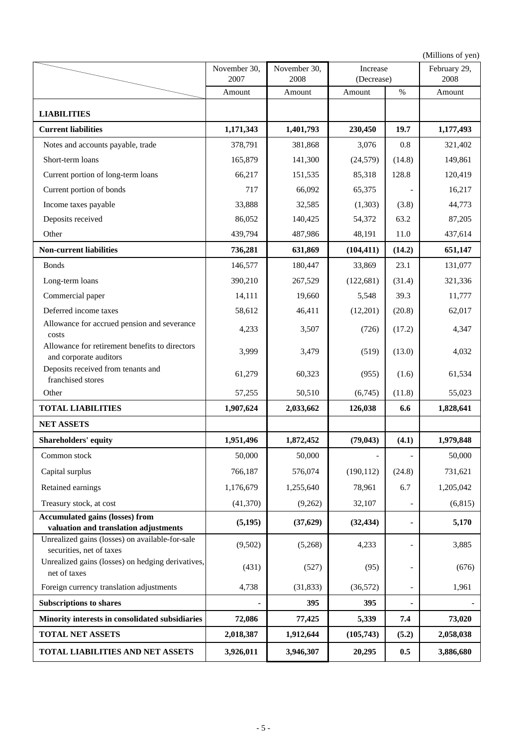(Millions of yen)

| | November 30, 2007 | November 30, 2008 | Increase (Decrease) | | February 29, 2008 |
|---|---|---|---|---|---|
| | Amount | Amount | Amount | % | Amount |
| **LIABILITIES** | | | | | |
| **Current liabilities** | **1,171,343** | **1,401,793** | **230,450** | **19.7** | **1,177,493** |
| Notes and accounts payable, trade | 378,791 | 381,868 | 3,076 | 0.8 | 321,402 |
| Short-term loans | 165,879 | 141,300 | (24,579) | (14.8) | 149,861 |
| Current portion of long-term loans | 66,217 | 151,535 | 85,318 | 128.8 | 120,419 |
| Current portion of bonds | 717 | 66,092 | 65,375 | - | 16,217 |
| Income taxes payable | 33,888 | 32,585 | (1,303) | (3.8) | 44,773 |
| Deposits received | 86,052 | 140,425 | 54,372 | 63.2 | 87,205 |
| Other | 439,794 | 487,986 | 48,191 | 11.0 | 437,614 |
| **Non-current liabilities** | **736,281** | **631,869** | **(104,411)** | **(14.2)** | **651,147** |
| Bonds | 146,577 | 180,447 | 33,869 | 23.1 | 131,077 |
| Long-term loans | 390,210 | 267,529 | (122,681) | (31.4) | 321,336 |
| Commercial paper | 14,111 | 19,660 | 5,548 | 39.3 | 11,777 |
| Deferred income taxes | 58,612 | 46,411 | (12,201) | (20.8) | 62,017 |
| Allowance for accrued pension and severance costs | 4,233 | 3,507 | (726) | (17.2) | 4,347 |
| Allowance for retirement benefits to directors and corporate auditors | 3,999 | 3,479 | (519) | (13.0) | 4,032 |
| Deposits received from tenants and franchised stores | 61,279 | 60,323 | (955) | (1.6) | 61,534 |
| Other | 57,255 | 50,510 | (6,745) | (11.8) | 55,023 |
| **TOTAL LIABILITIES** | **1,907,624** | **2,033,662** | **126,038** | **6.6** | **1,828,641** |
| **NET ASSETS** | | | | | |
| **Shareholders' equity** | **1,951,496** | **1,872,452** | **(79,043)** | **(4.1)** | **1,979,848** |
| Common stock | 50,000 | 50,000 | - | - | 50,000 |
| Capital surplus | 766,187 | 576,074 | (190,112) | (24.8) | 731,621 |
| Retained earnings | 1,176,679 | 1,255,640 | 78,961 | 6.7 | 1,205,042 |
| Treasury stock, at cost | (41,370) | (9,262) | 32,107 | - | (6,815) |
| **Accumulated gains (losses) from valuation and translation adjustments** | **(5,195)** | **(37,629)** | **(32,434)** | **-** | **5,170** |
| Unrealized gains (losses) on available-for-sale securities, net of taxes | (9,502) | (5,268) | 4,233 | - | 3,885 |
| Unrealized gains (losses) on hedging derivatives, net of taxes | (431) | (527) | (95) | - | (676) |
| Foreign currency translation adjustments | 4,738 | (31,833) | (36,572) | - | 1,961 |
| **Subscriptions to shares** | **-** | **395** | **395** | **-** | **-** |
| **Minority interests in consolidated subsidiaries** | **72,086** | **77,425** | **5,339** | **7.4** | **73,020** |
| **TOTAL NET ASSETS** | **2,018,387** | **1,912,644** | **(105,743)** | **(5.2)** | **2,058,038** |
| **TOTAL LIABILITIES AND NET ASSETS** | **3,926,011** | **3,946,307** | **20,295** | **0.5** | **3,886,680** |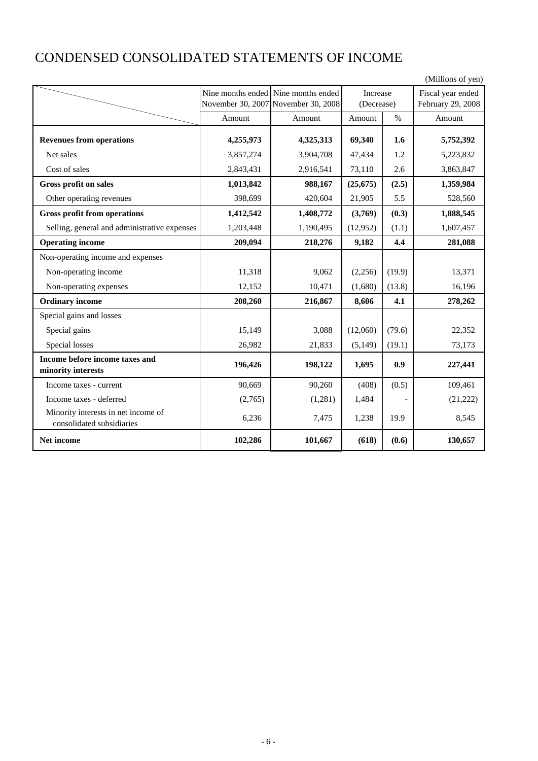# CONDENSED CONSOLIDATED STATEMENTS OF INCOME

(Millions of yen)

| | Nine months ended November 30, 2007 | Nine months ended November 30, 2008 | Increase (Decrease) | | Fiscal year ended February 29, 2008 |
|---|---|---|---|---|---|
| | Amount | Amount | Amount | % | Amount |
| **Revenues from operations** | **4,255,973** | **4,325,313** | **69,340** | **1.6** | **5,752,392** |
| Net sales | 3,857,274 | 3,904,708 | 47,434 | 1.2 | 5,223,832 |
| Cost of sales | 2,843,431 | 2,916,541 | 73,110 | 2.6 | 3,863,847 |
| **Gross profit on sales** | **1,013,842** | **988,167** | **(25,675)** | **(2.5)** | **1,359,984** |
| Other operating revenues | 398,699 | 420,604 | 21,905 | 5.5 | 528,560 |
| **Gross profit from operations** | **1,412,542** | **1,408,772** | **(3,769)** | **(0.3)** | **1,888,545** |
| Selling, general and administrative expenses | 1,203,448 | 1,190,495 | (12,952) | (1.1) | 1,607,457 |
| **Operating income** | **209,094** | **218,276** | **9,182** | **4.4** | **281,088** |
| Non-operating income and expenses | | | | | |
| Non-operating income | 11,318 | 9,062 | (2,256) | (19.9) | 13,371 |
| Non-operating expenses | 12,152 | 10,471 | (1,680) | (13.8) | 16,196 |
| **Ordinary income** | **208,260** | **216,867** | **8,606** | **4.1** | **278,262** |
| Special gains and losses | | | | | |
| Special gains | 15,149 | 3,088 | (12,060) | (79.6) | 22,352 |
| Special losses | 26,982 | 21,833 | (5,149) | (19.1) | 73,173 |
| **Income before income taxes and minority interests** | **196,426** | **198,122** | **1,695** | **0.9** | **227,441** |
| Income taxes - current | 90,669 | 90,260 | (408) | (0.5) | 109,461 |
| Income taxes - deferred | (2,765) | (1,281) | 1,484 | - | (21,222) |
| Minority interests in net income of consolidated subsidiaries | 6,236 | 7,475 | 1,238 | 19.9 | 8,545 |
| **Net income** | **102,286** | **101,667** | **(618)** | **(0.6)** | **130,657** |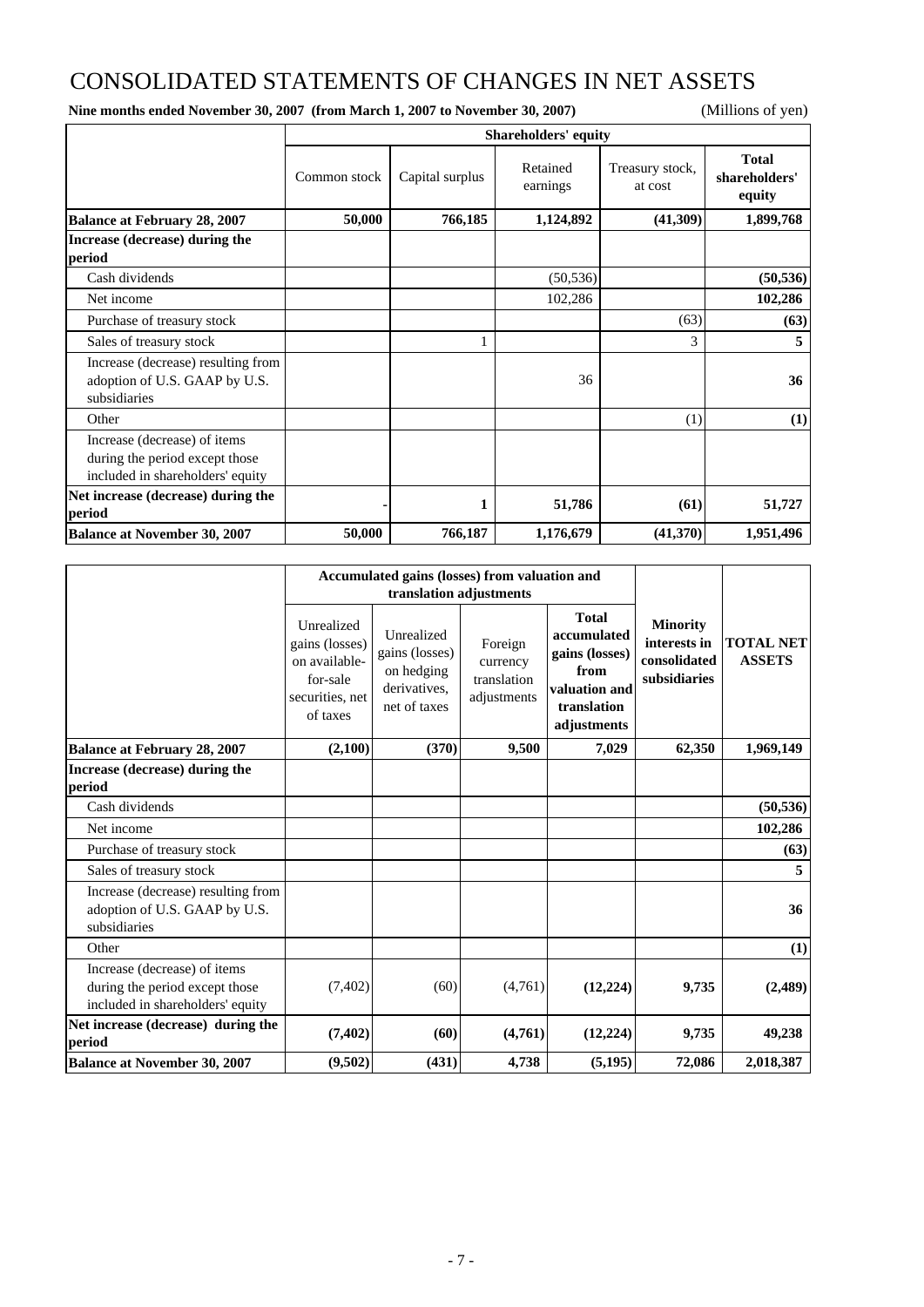# CONSOLIDATED STATEMENTS OF CHANGES IN NET ASSETS

**Nine months ended November 30, 2007 (from March 1, 2007 to November 30, 2007)** (Millions of yen)

| | Shareholders' equity | | | | |
|---|---|---|---|---|---|
| | Common stock | Capital surplus | Retained earnings | Treasury stock, at cost | **Total shareholders' equity** |
| **Balance at February 28, 2007** | **50,000** | **766,185** | **1,124,892** | **(41,309)** | **1,899,768** |
| **Increase (decrease) during the period** | | | | | |
| Cash dividends | | | (50,536) | | **(50,536)** |
| Net income | | | 102,286 | | **102,286** |
| Purchase of treasury stock | | | | (63) | **(63)** |
| Sales of treasury stock | | 1 | | 3 | **5** |
| Increase (decrease) resulting from adoption of U.S. GAAP by U.S. subsidiaries | | | 36 | | **36** |
| Other | | | | (1) | **(1)** |
| Increase (decrease) of items during the period except those included in shareholders' equity | | | | | |
| **Net increase (decrease) during the period** | **-** | **1** | **51,786** | **(61)** | **51,727** |
| **Balance at November 30, 2007** | **50,000** | **766,187** | **1,176,679** | **(41,370)** | **1,951,496** |

| | Accumulated gains (losses) from valuation and translation adjustments | | | | | |
|---|---|---|---|---|---|---|
| | Unrealized gains (losses) on available-for-sale securities, net of taxes | Unrealized gains (losses) on hedging derivatives, net of taxes | Foreign currency translation adjustments | **Total accumulated gains (losses) from valuation and translation adjustments** | **Minority interests in consolidated subsidiaries** | **TOTAL NET ASSETS** |
| **Balance at February 28, 2007** | **(2,100)** | **(370)** | **9,500** | **7,029** | **62,350** | **1,969,149** |
| **Increase (decrease) during the period** | | | | | | |
| Cash dividends | | | | | | **(50,536)** |
| Net income | | | | | | **102,286** |
| Purchase of treasury stock | | | | | | **(63)** |
| Sales of treasury stock | | | | | | **5** |
| Increase (decrease) resulting from adoption of U.S. GAAP by U.S. subsidiaries | | | | | | **36** |
| Other | | | | | | **(1)** |
| Increase (decrease) of items during the period except those included in shareholders' equity | (7,402) | (60) | (4,761) | **(12,224)** | **9,735** | **(2,489)** |
| **Net increase (decrease) during the period** | **(7,402)** | **(60)** | **(4,761)** | **(12,224)** | **9,735** | **49,238** |
| **Balance at November 30, 2007** | **(9,502)** | **(431)** | **4,738** | **(5,195)** | **72,086** | **2,018,387** |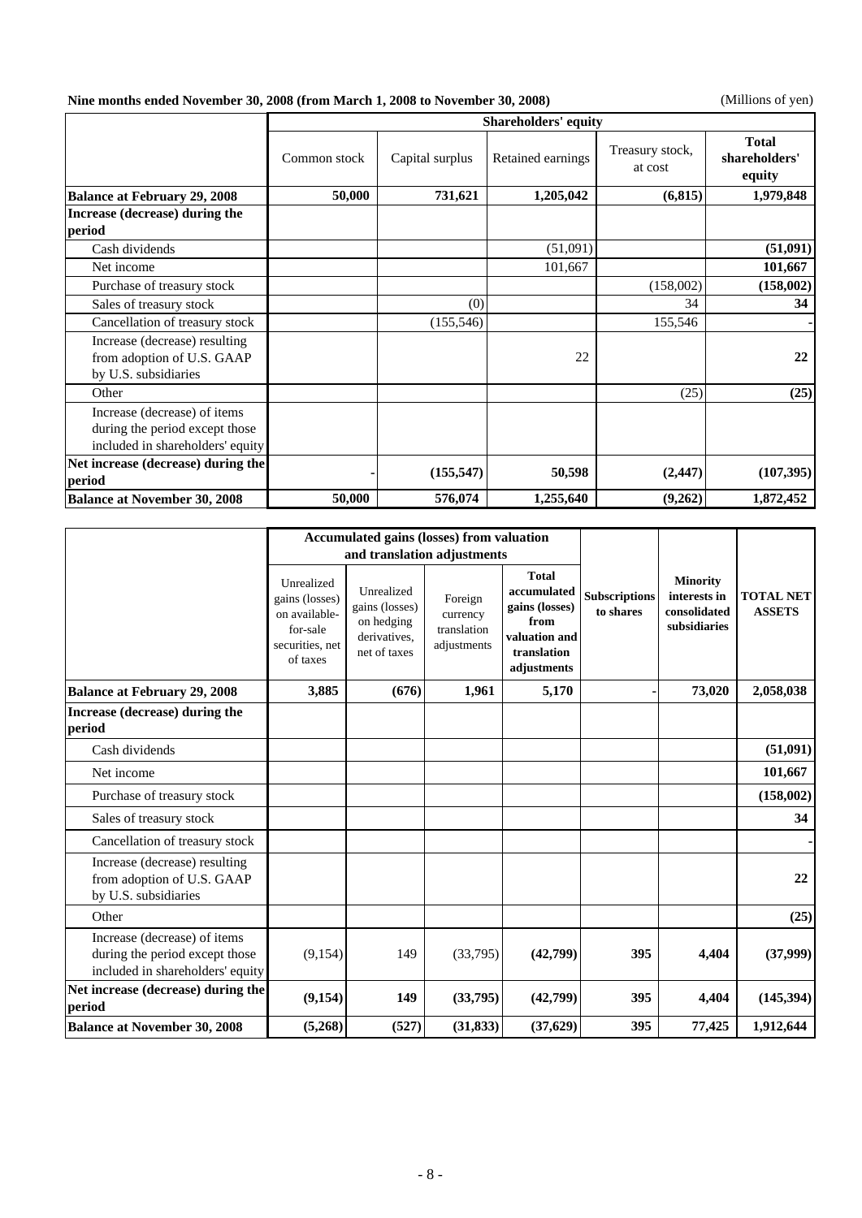**Nine months ended November 30, 2008 (from March 1, 2008 to November 30, 2008)**

(Millions of yen)

| | Shareholders' equity | | | | |
|---|---|---|---|---|---|
| | Common stock | Capital surplus | Retained earnings | Treasury stock, at cost | **Total shareholders' equity** |
| **Balance at February 29, 2008** | **50,000** | **731,621** | **1,205,042** | **(6,815)** | **1,979,848** |
| **Increase (decrease) during the period** | | | | | |
| Cash dividends | | | (51,091) | | **(51,091)** |
| Net income | | | 101,667 | | **101,667** |
| Purchase of treasury stock | | | | (158,002) | **(158,002)** |
| Sales of treasury stock | | (0) | | 34 | **34** |
| Cancellation of treasury stock | | (155,546) | | 155,546 | **-** |
| Increase (decrease) resulting from adoption of U.S. GAAP by U.S. subsidiaries | | | 22 | | **22** |
| Other | | | | (25) | **(25)** |
| Increase (decrease) of items during the period except those included in shareholders' equity | | | | | |
| **Net increase (decrease) during the period** | **-** | **(155,547)** | **50,598** | **(2,447)** | **(107,395)** |
| **Balance at November 30, 2008** | **50,000** | **576,074** | **1,255,640** | **(9,262)** | **1,872,452** |

| | Accumulated gains (losses) from valuation and translation adjustments | | | | | | |
|---|---|---|---|---|---|---|---|
| | Unrealized gains (losses) on available-for-sale securities, net of taxes | Unrealized gains (losses) on hedging derivatives, net of taxes | Foreign currency translation adjustments | **Total accumulated gains (losses) from valuation and translation adjustments** | **Subscriptions to shares** | **Minority interests in consolidated subsidiaries** | **TOTAL NET ASSETS** |
| **Balance at February 29, 2008** | **3,885** | **(676)** | **1,961** | **5,170** | **-** | **73,020** | **2,058,038** |
| **Increase (decrease) during the period** | | | | | | | |
| Cash dividends | | | | | | | **(51,091)** |
| Net income | | | | | | | **101,667** |
| Purchase of treasury stock | | | | | | | **(158,002)** |
| Sales of treasury stock | | | | | | | **34** |
| Cancellation of treasury stock | | | | | | | **-** |
| Increase (decrease) resulting from adoption of U.S. GAAP by U.S. subsidiaries | | | | | | | **22** |
| Other | | | | | | | **(25)** |
| Increase (decrease) of items during the period except those included in shareholders' equity | (9,154) | 149 | (33,795) | **(42,799)** | **395** | **4,404** | **(37,999)** |
| **Net increase (decrease) during the period** | **(9,154)** | **149** | **(33,795)** | **(42,799)** | **395** | **4,404** | **(145,394)** |
| **Balance at November 30, 2008** | **(5,268)** | **(527)** | **(31,833)** | **(37,629)** | **395** | **77,425** | **1,912,644** |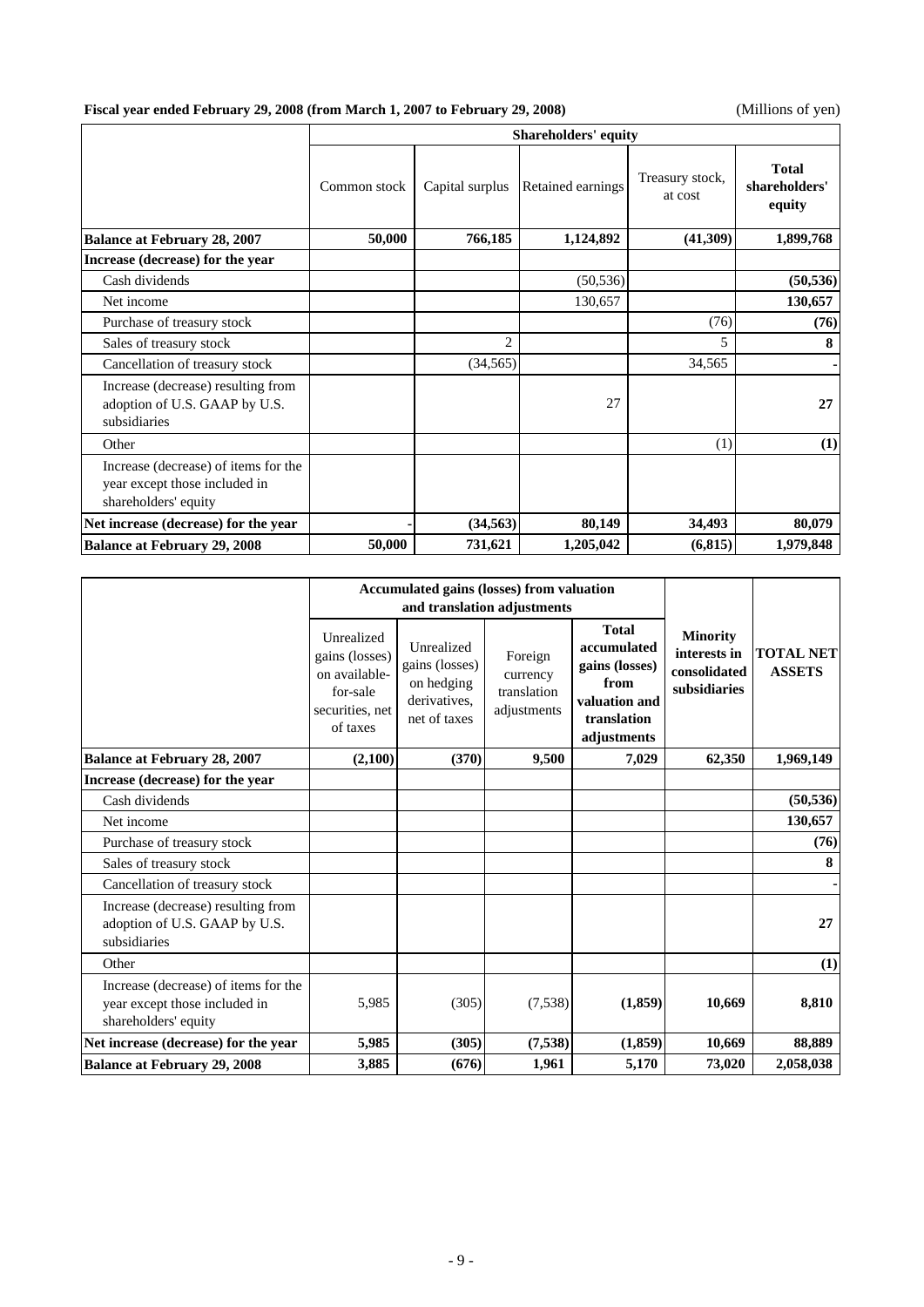**Fiscal year ended February 29, 2008 (from March 1, 2007 to February 29, 2008)** (Millions of yen)

| | Shareholders' equity | | | | |
|---|---|---|---|---|---|
| | Common stock | Capital surplus | Retained earnings | Treasury stock, at cost | **Total shareholders' equity** |
| **Balance at February 28, 2007** | **50,000** | **766,185** | **1,124,892** | **(41,309)** | **1,899,768** |
| **Increase (decrease) for the year** | | | | | |
| Cash dividends | | | (50,536) | | **(50,536)** |
| Net income | | | 130,657 | | **130,657** |
| Purchase of treasury stock | | | | (76) | **(76)** |
| Sales of treasury stock | | 2 | | 5 | **8** |
| Cancellation of treasury stock | | (34,565) | | 34,565 | **-** |
| Increase (decrease) resulting from adoption of U.S. GAAP by U.S. subsidiaries | | | 27 | | **27** |
| Other | | | | (1) | **(1)** |
| Increase (decrease) of items for the year except those included in shareholders' equity | | | | | |
| **Net increase (decrease) for the year** | **-** | **(34,563)** | **80,149** | **34,493** | **80,079** |
| **Balance at February 29, 2008** | **50,000** | **731,621** | **1,205,042** | **(6,815)** | **1,979,848** |

| | Accumulated gains (losses) from valuation and translation adjustments | | | | | |
|---|---|---|---|---|---|---|
| | Unrealized gains (losses) on available-for-sale securities, net of taxes | Unrealized gains (losses) on hedging derivatives, net of taxes | Foreign currency translation adjustments | **Total accumulated gains (losses) from valuation and translation adjustments** | **Minority interests in consolidated subsidiaries** | **TOTAL NET ASSETS** |
| **Balance at February 28, 2007** | **(2,100)** | **(370)** | **9,500** | **7,029** | **62,350** | **1,969,149** |
| **Increase (decrease) for the year** | | | | | | |
| Cash dividends | | | | | | **(50,536)** |
| Net income | | | | | | **130,657** |
| Purchase of treasury stock | | | | | | **(76)** |
| Sales of treasury stock | | | | | | **8** |
| Cancellation of treasury stock | | | | | | **-** |
| Increase (decrease) resulting from adoption of U.S. GAAP by U.S. subsidiaries | | | | | | **27** |
| Other | | | | | | **(1)** |
| Increase (decrease) of items for the year except those included in shareholders' equity | 5,985 | (305) | (7,538) | **(1,859)** | **10,669** | **8,810** |
| **Net increase (decrease) for the year** | **5,985** | **(305)** | **(7,538)** | **(1,859)** | **10,669** | **88,889** |
| **Balance at February 29, 2008** | **3,885** | **(676)** | **1,961** | **5,170** | **73,020** | **2,058,038** |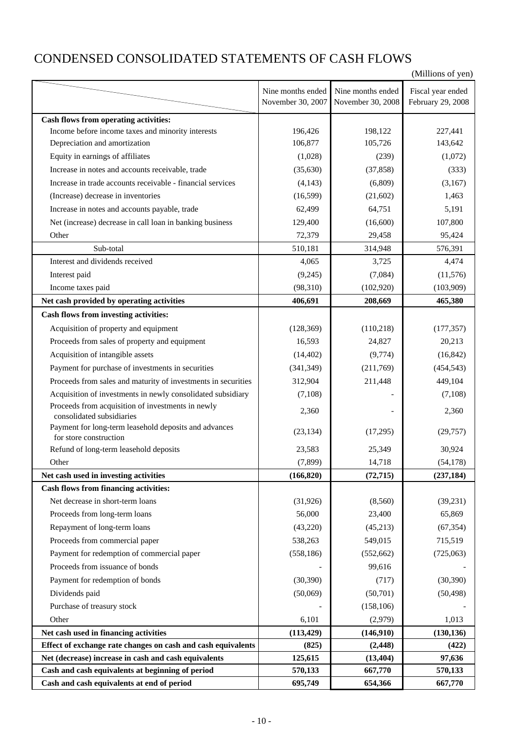# CONDENSED CONSOLIDATED STATEMENTS OF CASH FLOWS

(Millions of yen)

| | Nine months ended November 30, 2007 | Nine months ended November 30, 2008 | Fiscal year ended February 29, 2008 |
|---|---|---|---|
| **Cash flows from operating activities:** | | | |
| Income before income taxes and minority interests | 196,426 | 198,122 | 227,441 |
| Depreciation and amortization | 106,877 | 105,726 | 143,642 |
| Equity in earnings of affiliates | (1,028) | (239) | (1,072) |
| Increase in notes and accounts receivable, trade | (35,630) | (37,858) | (333) |
| Increase in trade accounts receivable - financial services | (4,143) | (6,809) | (3,167) |
| (Increase) decrease in inventories | (16,599) | (21,602) | 1,463 |
| Increase in notes and accounts payable, trade | 62,499 | 64,751 | 5,191 |
| Net (increase) decrease in call loan in banking business | 129,400 | (16,600) | 107,800 |
| Other | 72,379 | 29,458 | 95,424 |
| Sub-total | 510,181 | 314,948 | 576,391 |
| Interest and dividends received | 4,065 | 3,725 | 4,474 |
| Interest paid | (9,245) | (7,084) | (11,576) |
| Income taxes paid | (98,310) | (102,920) | (103,909) |
| **Net cash provided by operating activities** | **406,691** | **208,669** | **465,380** |
| **Cash flows from investing activities:** | | | |
| Acquisition of property and equipment | (128,369) | (110,218) | (177,357) |
| Proceeds from sales of property and equipment | 16,593 | 24,827 | 20,213 |
| Acquisition of intangible assets | (14,402) | (9,774) | (16,842) |
| Payment for purchase of investments in securities | (341,349) | (211,769) | (454,543) |
| Proceeds from sales and maturity of investments in securities | 312,904 | 211,448 | 449,104 |
| Acquisition of investments in newly consolidated subsidiary | (7,108) | - | (7,108) |
| Proceeds from acquisition of investments in newly consolidated subsidiaries | 2,360 | - | 2,360 |
| Payment for long-term leasehold deposits and advances for store construction | (23,134) | (17,295) | (29,757) |
| Refund of long-term leasehold deposits | 23,583 | 25,349 | 30,924 |
| Other | (7,899) | 14,718 | (54,178) |
| **Net cash used in investing activities** | **(166,820)** | **(72,715)** | **(237,184)** |
| **Cash flows from financing activities:** | | | |
| Net decrease in short-term loans | (31,926) | (8,560) | (39,231) |
| Proceeds from long-term loans | 56,000 | 23,400 | 65,869 |
| Repayment of long-term loans | (43,220) | (45,213) | (67,354) |
| Proceeds from commercial paper | 538,263 | 549,015 | 715,519 |
| Payment for redemption of commercial paper | (558,186) | (552,662) | (725,063) |
| Proceeds from issuance of bonds | - | 99,616 | - |
| Payment for redemption of bonds | (30,390) | (717) | (30,390) |
| Dividends paid | (50,069) | (50,701) | (50,498) |
| Purchase of treasury stock | - | (158,106) | - |
| Other | 6,101 | (2,979) | 1,013 |
| **Net cash used in financing activities** | **(113,429)** | **(146,910)** | **(130,136)** |
| **Effect of exchange rate changes on cash and cash equivalents** | **(825)** | **(2,448)** | **(422)** |
| **Net (decrease) increase in cash and cash equivalents** | **125,615** | **(13,404)** | **97,636** |
| **Cash and cash equivalents at beginning of period** | **570,133** | **667,770** | **570,133** |
| **Cash and cash equivalents at end of period** | **695,749** | **654,366** | **667,770** |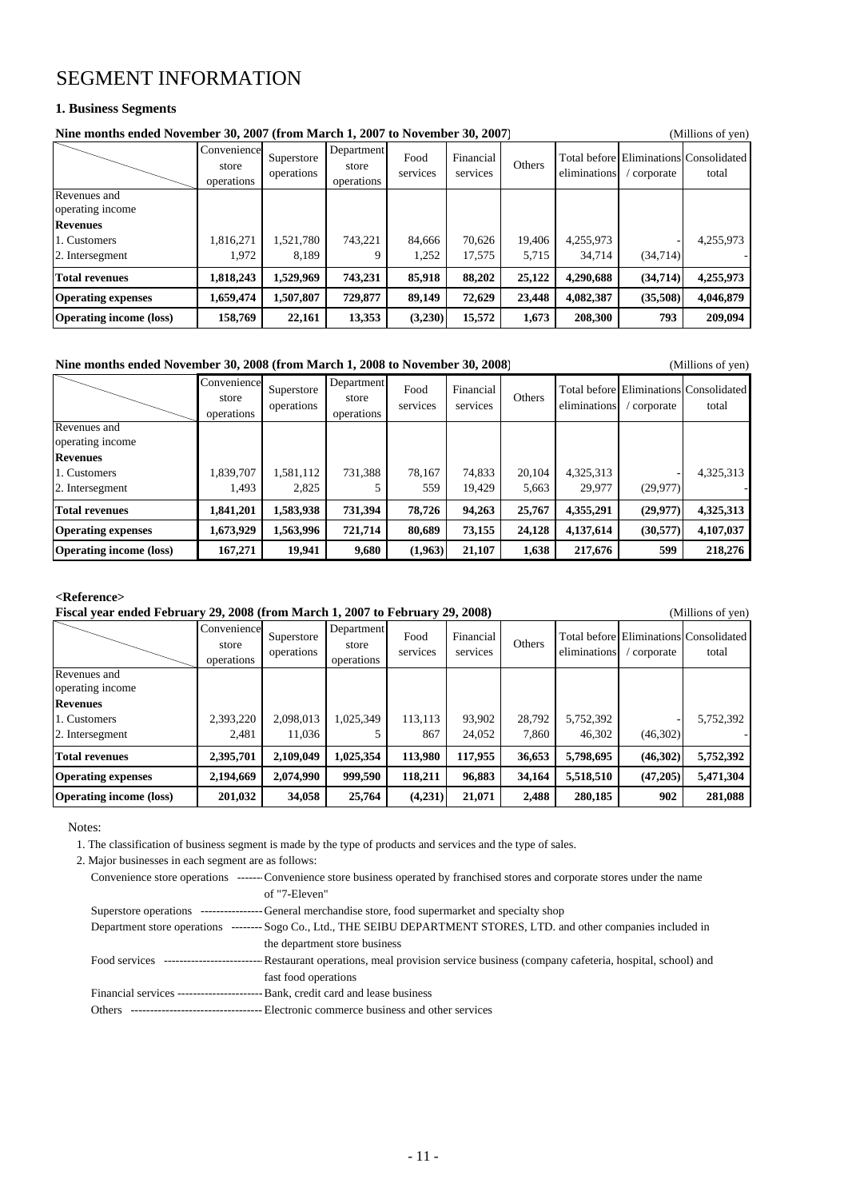# SEGMENT INFORMATION

### 1. Business Segments

**Nine months ended November 30, 2007 (from March 1, 2007 to November 30, 2007)** (Millions of yen)

| | Convenience store operations | Superstore operations | Department store operations | Food services | Financial services | Others | Total before eliminations | Eliminations / corporate | Consolidated total |
|---|---|---|---|---|---|---|---|---|---|
| Revenues and operating income | | | | | | | | | |
| **Revenues** | | | | | | | | | |
| 1. Customers | 1,816,271 | 1,521,780 | 743,221 | 84,666 | 70,626 | 19,406 | 4,255,973 | - | 4,255,973 |
| 2. Intersegment | 1,972 | 8,189 | 9 | 1,252 | 17,575 | 5,715 | 34,714 | (34,714) | - |
| **Total revenues** | **1,818,243** | **1,529,969** | **743,231** | **85,918** | **88,202** | **25,122** | **4,290,688** | **(34,714)** | **4,255,973** |
| **Operating expenses** | **1,659,474** | **1,507,807** | **729,877** | **89,149** | **72,629** | **23,448** | **4,082,387** | **(35,508)** | **4,046,879** |
| **Operating income (loss)** | **158,769** | **22,161** | **13,353** | **(3,230)** | **15,572** | **1,673** | **208,300** | **793** | **209,094** |

**Nine months ended November 30, 2008 (from March 1, 2008 to November 30, 2008)** (Millions of yen)

| | Convenience store operations | Superstore operations | Department store operations | Food services | Financial services | Others | Total before eliminations | Eliminations / corporate | Consolidated total |
|---|---|---|---|---|---|---|---|---|---|
| Revenues and operating income | | | | | | | | | |
| **Revenues** | | | | | | | | | |
| 1. Customers | 1,839,707 | 1,581,112 | 731,388 | 78,167 | 74,833 | 20,104 | 4,325,313 | - | 4,325,313 |
| 2. Intersegment | 1,493 | 2,825 | 5 | 559 | 19,429 | 5,663 | 29,977 | (29,977) | - |
| **Total revenues** | **1,841,201** | **1,583,938** | **731,394** | **78,726** | **94,263** | **25,767** | **4,355,291** | **(29,977)** | **4,325,313** |
| **Operating expenses** | **1,673,929** | **1,563,996** | **721,714** | **80,689** | **73,155** | **24,128** | **4,137,614** | **(30,577)** | **4,107,037** |
| **Operating income (loss)** | **167,271** | **19,941** | **9,680** | **(1,963)** | **21,107** | **1,638** | **217,676** | **599** | **218,276** |

**<Reference>**

**Fiscal year ended February 29, 2008 (from March 1, 2007 to February 29, 2008)** (Millions of yen)

| | Convenience store operations | Superstore operations | Department store operations | Food services | Financial services | Others | Total before eliminations | Eliminations / corporate | Consolidated total |
|---|---|---|---|---|---|---|---|---|---|
| Revenues and operating income | | | | | | | | | |
| **Revenues** | | | | | | | | | |
| 1. Customers | 2,393,220 | 2,098,013 | 1,025,349 | 113,113 | 93,902 | 28,792 | 5,752,392 | - | 5,752,392 |
| 2. Intersegment | 2,481 | 11,036 | 5 | 867 | 24,052 | 7,860 | 46,302 | (46,302) | - |
| **Total revenues** | **2,395,701** | **2,109,049** | **1,025,354** | **113,980** | **117,955** | **36,653** | **5,798,695** | **(46,302)** | **5,752,392** |
| **Operating expenses** | **2,194,669** | **2,074,990** | **999,590** | **118,211** | **96,883** | **34,164** | **5,518,510** | **(47,205)** | **5,471,304** |
| **Operating income (loss)** | **201,032** | **34,058** | **25,764** | **(4,231)** | **21,071** | **2,488** | **280,185** | **902** | **281,088** |

Notes:

1. The classification of business segment is made by the type of products and services and the type of sales.
2. Major businesses in each segment are as follows:

Convenience store operations ------- Convenience store business operated by franchised stores and corporate stores under the name of "7-Eleven"

Superstore operations ---------------- General merchandise store, food supermarket and specialty shop

Department store operations -------- Sogo Co., Ltd., THE SEIBU DEPARTMENT STORES, LTD. and other companies included in the department store business

Food services -------------------------- Restaurant operations, meal provision service business (company cafeteria, hospital, school) and fast food operations

Financial services ---------------------- Bank, credit card and lease business

Others ---------------------------------- Electronic commerce business and other services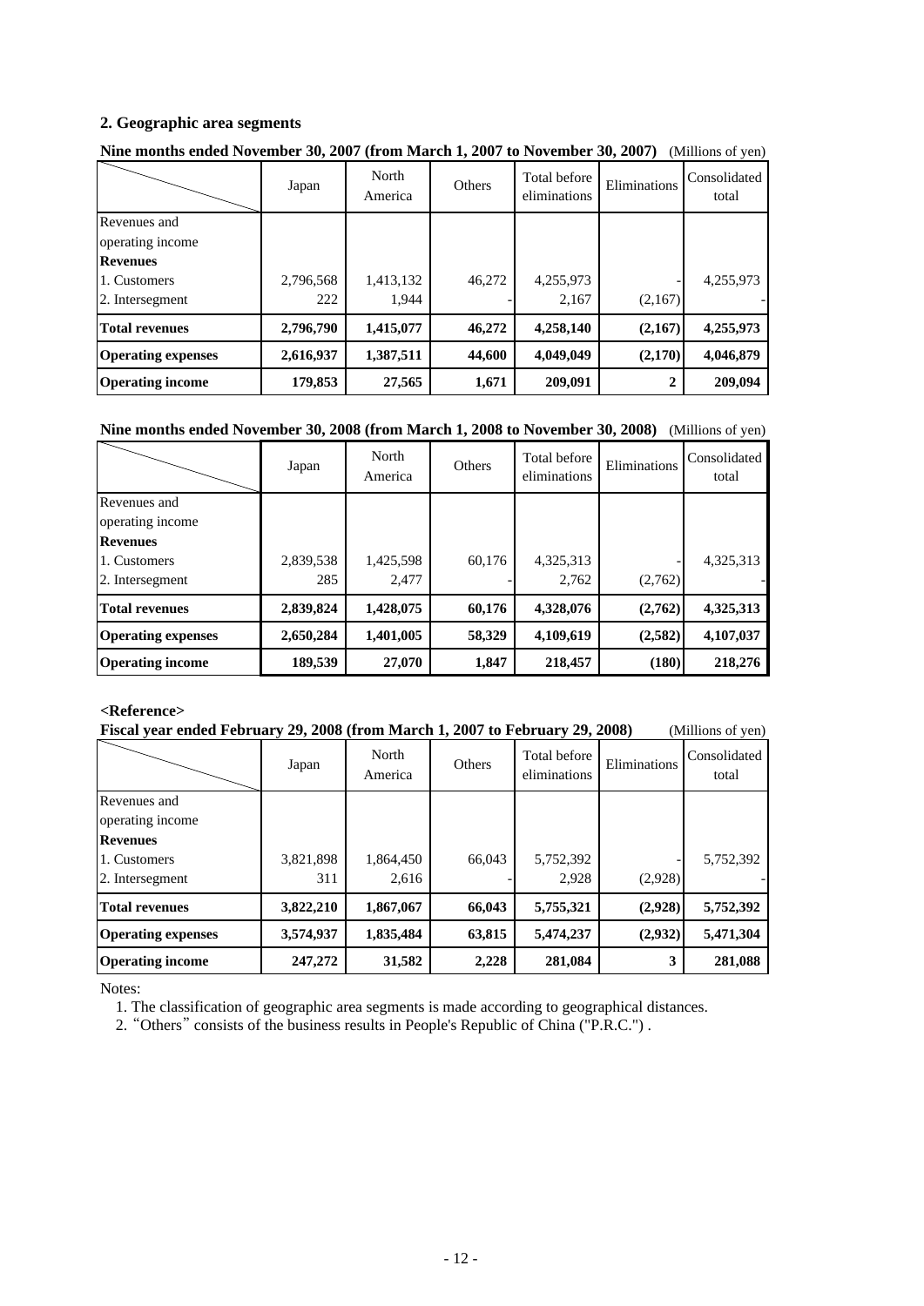## 2. Geographic area segments

**Nine months ended November 30, 2007 (from March 1, 2007 to November 30, 2007)** (Millions of yen)

| | Japan | North America | Others | Total before eliminations | Eliminations | Consolidated total |
|---|---|---|---|---|---|---|
| Revenues and operating income | | | | | | |
| **Revenues** | | | | | | |
| 1. Customers | 2,796,568 | 1,413,132 | 46,272 | 4,255,973 | - | 4,255,973 |
| 2. Intersegment | 222 | 1,944 | - | 2,167 | (2,167) | - |
| **Total revenues** | **2,796,790** | **1,415,077** | **46,272** | **4,258,140** | **(2,167)** | **4,255,973** |
| **Operating expenses** | **2,616,937** | **1,387,511** | **44,600** | **4,049,049** | **(2,170)** | **4,046,879** |
| **Operating income** | **179,853** | **27,565** | **1,671** | **209,091** | **2** | **209,094** |

**Nine months ended November 30, 2008 (from March 1, 2008 to November 30, 2008)** (Millions of yen)

| | Japan | North America | Others | Total before eliminations | Eliminations | Consolidated total |
|---|---|---|---|---|---|---|
| Revenues and operating income | | | | | | |
| **Revenues** | | | | | | |
| 1. Customers | 2,839,538 | 1,425,598 | 60,176 | 4,325,313 | - | 4,325,313 |
| 2. Intersegment | 285 | 2,477 | - | 2,762 | (2,762) | - |
| **Total revenues** | **2,839,824** | **1,428,075** | **60,176** | **4,328,076** | **(2,762)** | **4,325,313** |
| **Operating expenses** | **2,650,284** | **1,401,005** | **58,329** | **4,109,619** | **(2,582)** | **4,107,037** |
| **Operating income** | **189,539** | **27,070** | **1,847** | **218,457** | **(180)** | **218,276** |

**<Reference>**

**Fiscal year ended February 29, 2008 (from March 1, 2007 to February 29, 2008)** (Millions of yen)

| | Japan | North America | Others | Total before eliminations | Eliminations | Consolidated total |
|---|---|---|---|---|---|---|
| Revenues and operating income | | | | | | |
| **Revenues** | | | | | | |
| 1. Customers | 3,821,898 | 1,864,450 | 66,043 | 5,752,392 | - | 5,752,392 |
| 2. Intersegment | 311 | 2,616 | - | 2,928 | (2,928) | - |
| **Total revenues** | **3,822,210** | **1,867,067** | **66,043** | **5,755,321** | **(2,928)** | **5,752,392** |
| **Operating expenses** | **3,574,937** | **1,835,484** | **63,815** | **5,474,237** | **(2,932)** | **5,471,304** |
| **Operating income** | **247,272** | **31,582** | **2,228** | **281,084** | **3** | **281,088** |

Notes:

1. The classification of geographic area segments is made according to geographical distances.
2. “Others” consists of the business results in People's Republic of China ("P.R.C.") .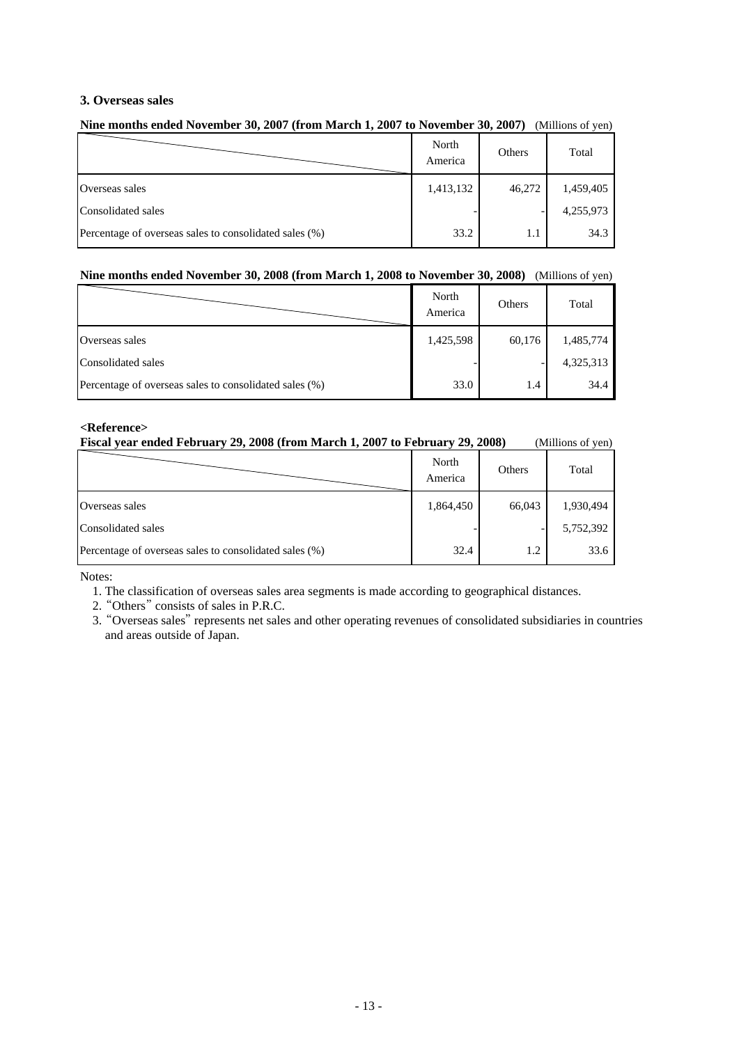### 3. Overseas sales

**Nine months ended November 30, 2007 (from March 1, 2007 to November 30, 2007)** (Millions of yen)

| | North America | Others | Total |
|---|---|---|---|
| Overseas sales | 1,413,132 | 46,272 | 1,459,405 |
| Consolidated sales | - | - | 4,255,973 |
| Percentage of overseas sales to consolidated sales (%) | 33.2 | 1.1 | 34.3 |

**Nine months ended November 30, 2008 (from March 1, 2008 to November 30, 2008)** (Millions of yen)

| | North America | Others | Total |
|---|---|---|---|
| Overseas sales | 1,425,598 | 60,176 | 1,485,774 |
| Consolidated sales | - | - | 4,325,313 |
| Percentage of overseas sales to consolidated sales (%) | 33.0 | 1.4 | 34.4 |

**<Reference>**

**Fiscal year ended February 29, 2008 (from March 1, 2007 to February 29, 2008)** (Millions of yen)

| | North America | Others | Total |
|---|---|---|---|
| Overseas sales | 1,864,450 | 66,043 | 1,930,494 |
| Consolidated sales | - | - | 5,752,392 |
| Percentage of overseas sales to consolidated sales (%) | 32.4 | 1.2 | 33.6 |

Notes:

1. The classification of overseas sales area segments is made according to geographical distances.
2. "Others" consists of sales in P.R.C.
3. "Overseas sales" represents net sales and other operating revenues of consolidated subsidiaries in countries and areas outside of Japan.